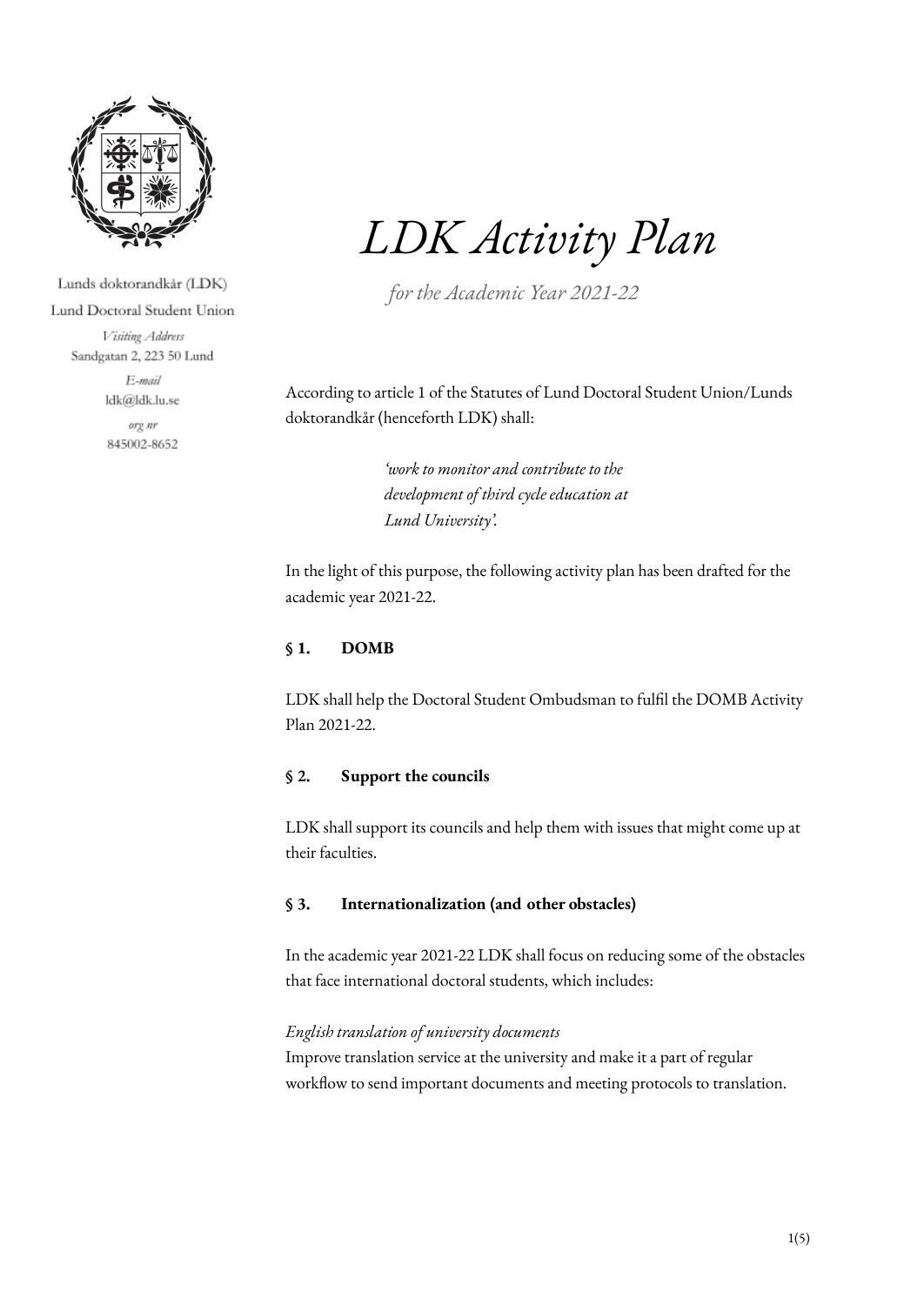Lunds doktorandkår (LDK)

Lund Doctoral Student Union

*Visiting Address*
Sandgatan 2, 223 50 Lund

*E-mail*
ldk@ldk.lu.se

*org nr*
845002-8652

# *LDK Activity Plan*

*for the Academic Year 2021-22*

According to article 1 of the Statutes of Lund Doctoral Student Union/Lunds doktorandkår (henceforth LDK) shall:

> *'work to monitor and contribute to the development of third cycle education at Lund University'.*

In the light of this purpose, the following activity plan has been drafted for the academic year 2021-22.

## § 1. DOMB

LDK shall help the Doctoral Student Ombudsman to fulfil the DOMB Activity Plan 2021-22.

## § 2. Support the councils

LDK shall support its councils and help them with issues that might come up at their faculties.

## § 3. Internationalization (and other obstacles)

In the academic year 2021-22 LDK shall focus on reducing some of the obstacles that face international doctoral students, which includes:

*English translation of university documents*
Improve translation service at the university and make it a part of regular workflow to send important documents and meeting protocols to translation.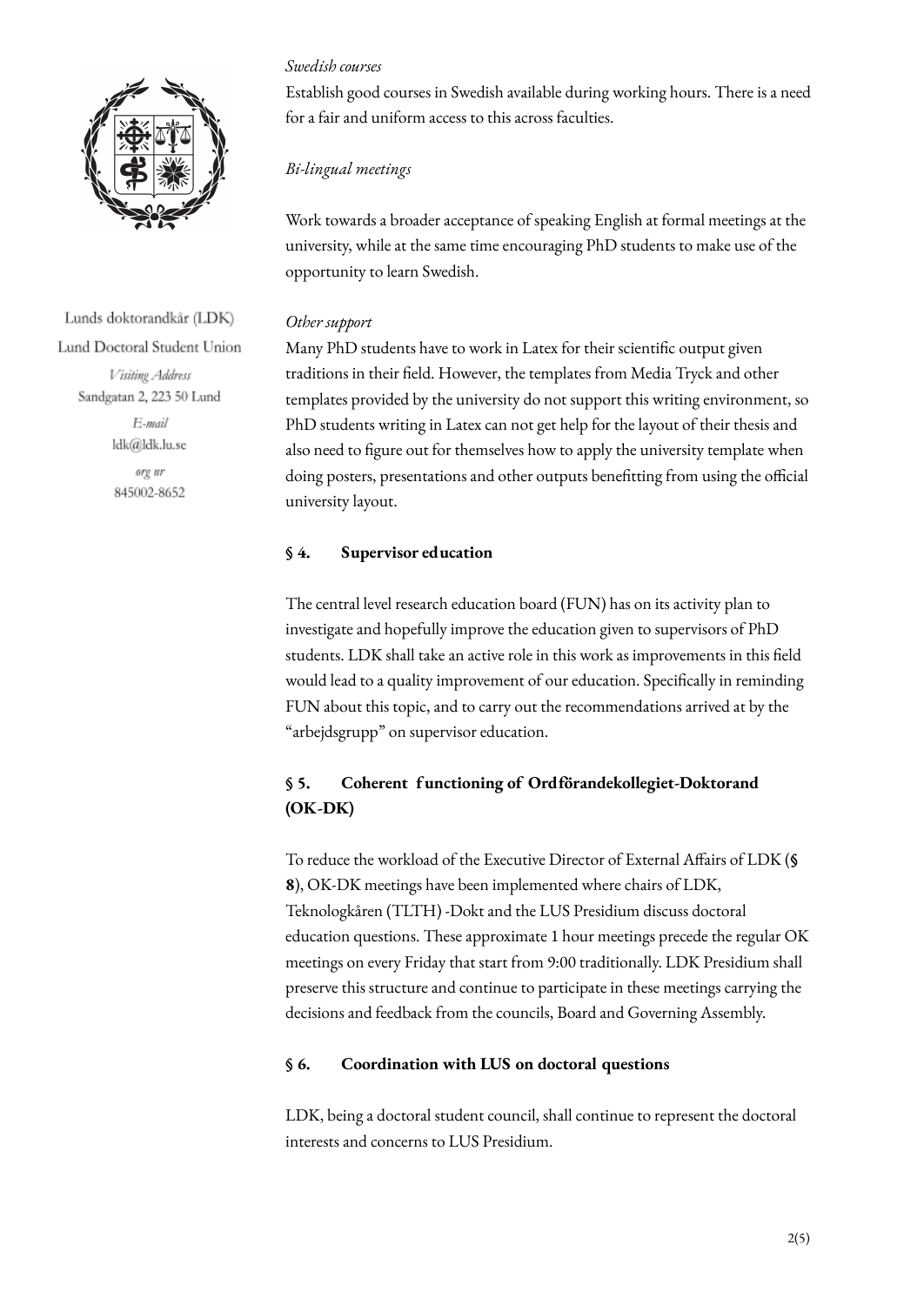*Swedish courses*

Establish good courses in Swedish available during working hours. There is a need for a fair and uniform access to this across faculties.

*Bi-lingual meetings*

Work towards a broader acceptance of speaking English at formal meetings at the university, while at the same time encouraging PhD students to make use of the opportunity to learn Swedish.

*Other support*

Many PhD students have to work in Latex for their scientific output given traditions in their field. However, the templates from Media Tryck and other templates provided by the university do not support this writing environment, so PhD students writing in Latex can not get help for the layout of their thesis and also need to figure out for themselves how to apply the university template when doing posters, presentations and other outputs benefitting from using the official university layout.

## § 4. Supervisor education

The central level research education board (FUN) has on its activity plan to investigate and hopefully improve the education given to supervisors of PhD students. LDK shall take an active role in this work as improvements in this field would lead to a quality improvement of our education. Specifically in reminding FUN about this topic, and to carry out the recommendations arrived at by the "arbejdsgrupp" on supervisor education.

## § 5. Coherent functioning of Ordförandekollegiet-Doktorand (OK-DK)

To reduce the workload of the Executive Director of External Affairs of LDK (**§ 8**), OK-DK meetings have been implemented where chairs of LDK, Teknologkåren (TLTH) -Dokt and the LUS Presidium discuss doctoral education questions. These approximate 1 hour meetings precede the regular OK meetings on every Friday that start from 9:00 traditionally. LDK Presidium shall preserve this structure and continue to participate in these meetings carrying the decisions and feedback from the councils, Board and Governing Assembly.

## § 6. Coordination with LUS on doctoral questions

LDK, being a doctoral student council, shall continue to represent the doctoral interests and concerns to LUS Presidium.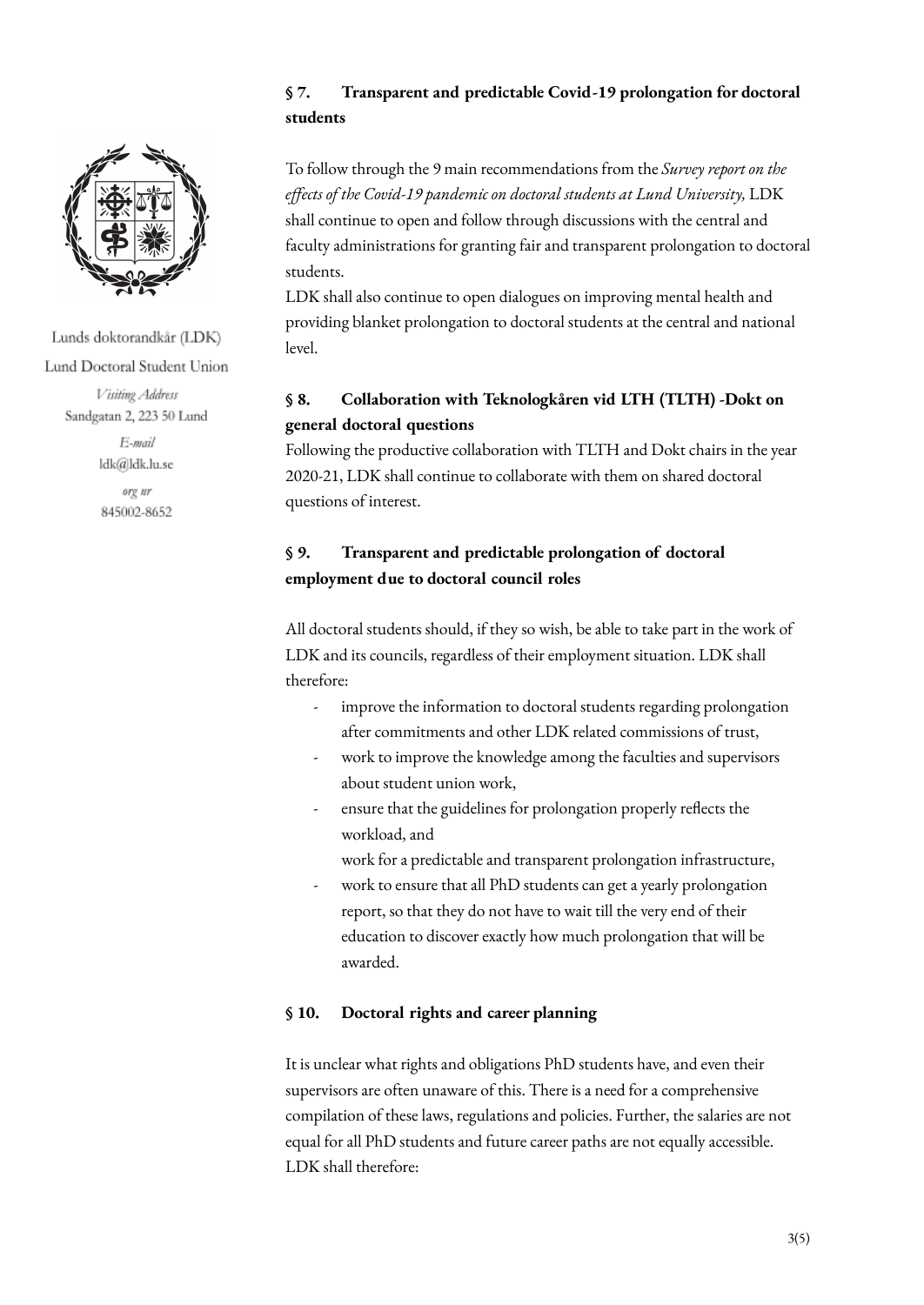Lunds doktorandkår (LDK)

Lund Doctoral Student Union

*Visiting Address*
Sandgatan 2, 223 50 Lund

*E-mail*
ldk@ldk.lu.se

*org nr*
845002-8652

## § 7. Transparent and predictable Covid-19 prolongation for doctoral students

To follow through the 9 main recommendations from the *Survey report on the effects of the Covid-19 pandemic on doctoral students at Lund University,* LDK shall continue to open and follow through discussions with the central and faculty administrations for granting fair and transparent prolongation to doctoral students.

LDK shall also continue to open dialogues on improving mental health and providing blanket prolongation to doctoral students at the central and national level.

## § 8. Collaboration with Teknologkåren vid LTH (TLTH) -Dokt on general doctoral questions

Following the productive collaboration with TLTH and Dokt chairs in the year 2020-21, LDK shall continue to collaborate with them on shared doctoral questions of interest.

## § 9. Transparent and predictable prolongation of doctoral employment due to doctoral council roles

All doctoral students should, if they so wish, be able to take part in the work of LDK and its councils, regardless of their employment situation. LDK shall therefore:

- improve the information to doctoral students regarding prolongation after commitments and other LDK related commissions of trust,
- work to improve the knowledge among the faculties and supervisors about student union work,
- ensure that the guidelines for prolongation properly reflects the workload, and
  work for a predictable and transparent prolongation infrastructure,
- work to ensure that all PhD students can get a yearly prolongation report, so that they do not have to wait till the very end of their education to discover exactly how much prolongation that will be awarded.

## § 10. Doctoral rights and career planning

It is unclear what rights and obligations PhD students have, and even their supervisors are often unaware of this. There is a need for a comprehensive compilation of these laws, regulations and policies. Further, the salaries are not equal for all PhD students and future career paths are not equally accessible. LDK shall therefore: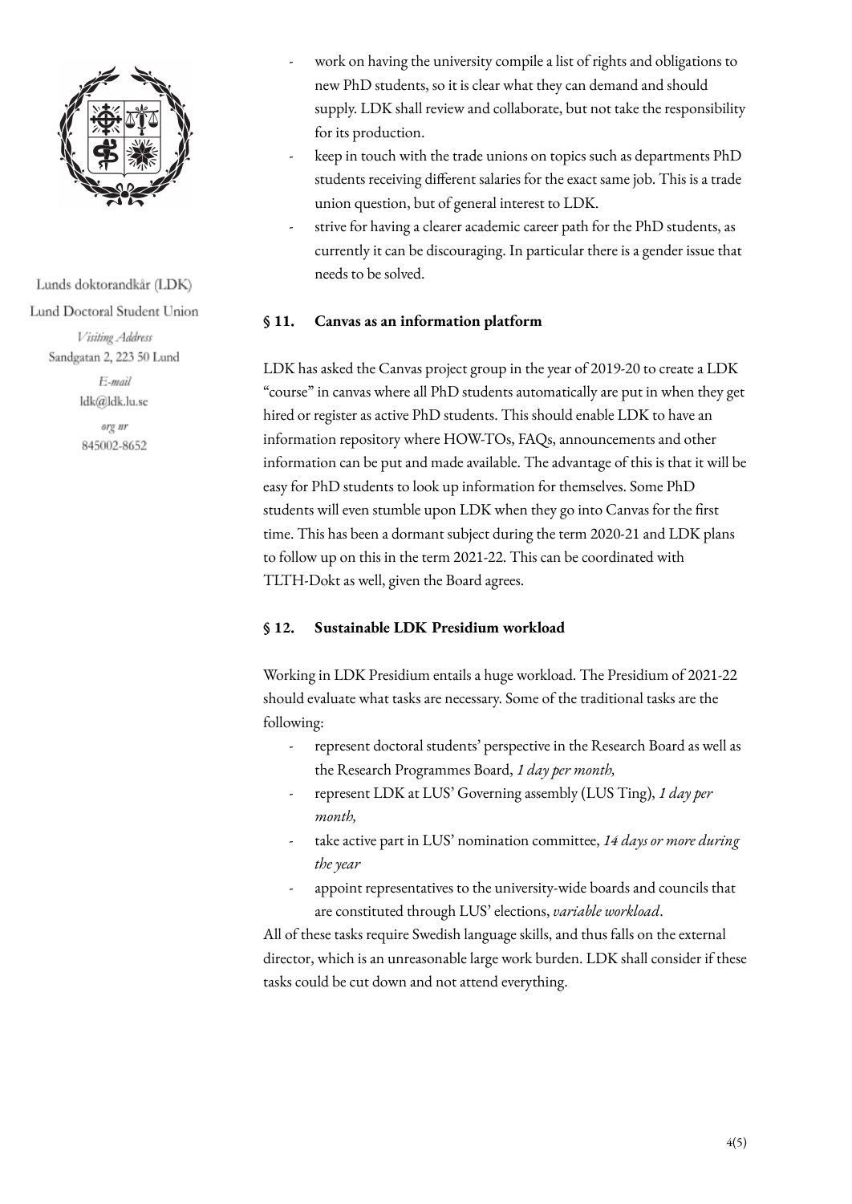- work on having the university compile a list of rights and obligations to new PhD students, so it is clear what they can demand and should supply. LDK shall review and collaborate, but not take the responsibility for its production.
- keep in touch with the trade unions on topics such as departments PhD students receiving different salaries for the exact same job. This is a trade union question, but of general interest to LDK.
- strive for having a clearer academic career path for the PhD students, as currently it can be discouraging. In particular there is a gender issue that needs to be solved.

### § 11. Canvas as an information platform

LDK has asked the Canvas project group in the year of 2019-20 to create a LDK "course" in canvas where all PhD students automatically are put in when they get hired or register as active PhD students. This should enable LDK to have an information repository where HOW-TOs, FAQs, announcements and other information can be put and made available. The advantage of this is that it will be easy for PhD students to look up information for themselves. Some PhD students will even stumble upon LDK when they go into Canvas for the first time. This has been a dormant subject during the term 2020-21 and LDK plans to follow up on this in the term 2021-22. This can be coordinated with TLTH-Dokt as well, given the Board agrees.

### § 12. Sustainable LDK Presidium workload

Working in LDK Presidium entails a huge workload. The Presidium of 2021-22 should evaluate what tasks are necessary. Some of the traditional tasks are the following:

- represent doctoral students' perspective in the Research Board as well as the Research Programmes Board, *1 day per month,*
- represent LDK at LUS' Governing assembly (LUS Ting), *1 day per month,*
- take active part in LUS' nomination committee, *14 days or more during the year*
- appoint representatives to the university-wide boards and councils that are constituted through LUS' elections, *variable workload*.

All of these tasks require Swedish language skills, and thus falls on the external director, which is an unreasonable large work burden. LDK shall consider if these tasks could be cut down and not attend everything.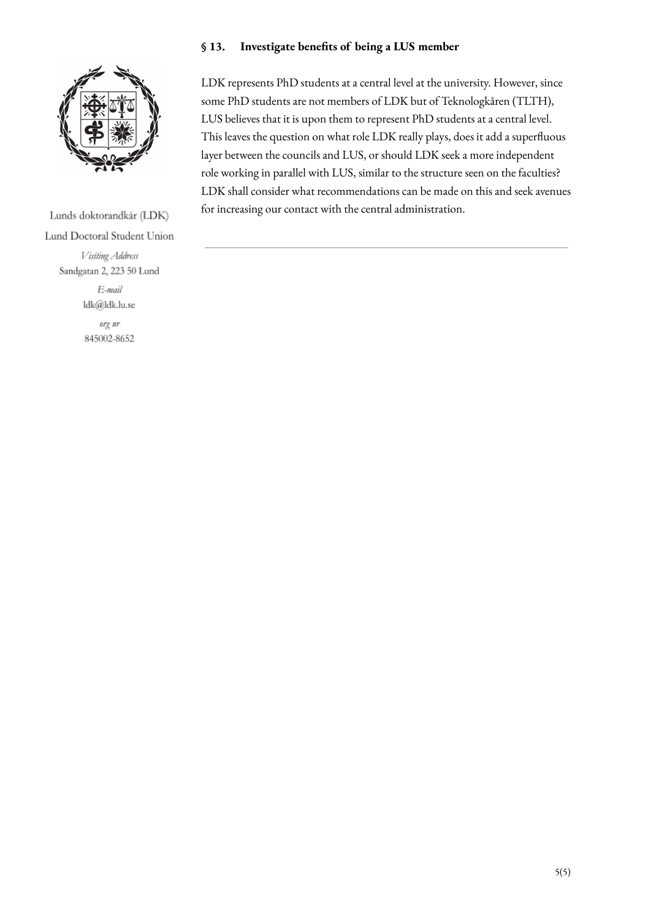### § 13. Investigate benefits of being a LUS member

LDK represents PhD students at a central level at the university. However, since some PhD students are not members of LDK but of Teknologkåren (TLTH), LUS believes that it is upon them to represent PhD students at a central level. This leaves the question on what role LDK really plays, does it add a superfluous layer between the councils and LUS, or should LDK seek a more independent role working in parallel with LUS, similar to the structure seen on the faculties? LDK shall consider what recommendations can be made on this and seek avenues for increasing our contact with the central administration.

---